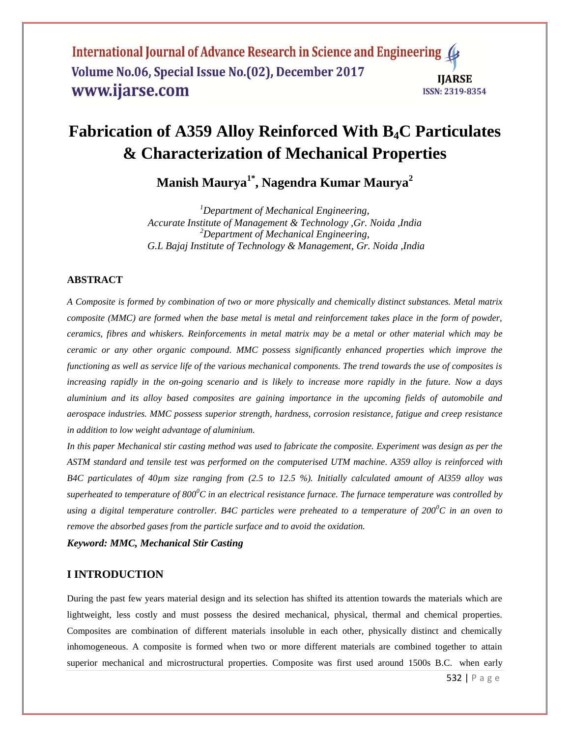# Fabrication of A359 Alloy Reinforced With $B_4C$ Particulates & Characterization of Mechanical Properties

**Manish Maurya[1*], Nagendra Kumar Maurya[2]**

*[1]Department of Mechanical Engineering,*
*Accurate Institute of Management & Technology ,Gr. Noida ,India*
*[2]Department of Mechanical Engineering,*
*G.L Bajaj Institute of Technology & Management, Gr. Noida ,India*

## ABSTRACT

*A Composite is formed by combination of two or more physically and chemically distinct substances. Metal matrix composite (MMC) are formed when the base metal is metal and reinforcement takes place in the form of powder, ceramics, fibres and whiskers. Reinforcements in metal matrix may be a metal or other material which may be ceramic or any other organic compound. MMC possess significantly enhanced properties which improve the functioning as well as service life of the various mechanical components. The trend towards the use of composites is increasing rapidly in the on-going scenario and is likely to increase more rapidly in the future. Now a days aluminium and its alloy based composites are gaining importance in the upcoming fields of automobile and aerospace industries. MMC possess superior strength, hardness, corrosion resistance, fatigue and creep resistance in addition to low weight advantage of aluminium.*

*In this paper Mechanical stir casting method was used to fabricate the composite. Experiment was design as per the ASTM standard and tensile test was performed on the computerised UTM machine. A359 alloy is reinforced with B4C particulates of 40µm size ranging from (2.5 to 12.5 %). Initially calculated amount of Al359 alloy was superheated to temperature of $800^0C$ in an electrical resistance furnace. The furnace temperature was controlled by using a digital temperature controller. B4C particles were preheated to a temperature of $200^0C$ in an oven to remove the absorbed gases from the particle surface and to avoid the oxidation.*

***Keyword: MMC, Mechanical Stir Casting***

## I INTRODUCTION

During the past few years material design and its selection has shifted its attention towards the materials which are lightweight, less costly and must possess the desired mechanical, physical, thermal and chemical properties. Composites are combination of different materials insoluble in each other, physically distinct and chemically inhomogeneous. A composite is formed when two or more different materials are combined together to attain superior mechanical and microstructural properties. Composite was first used around 1500s B.C. when early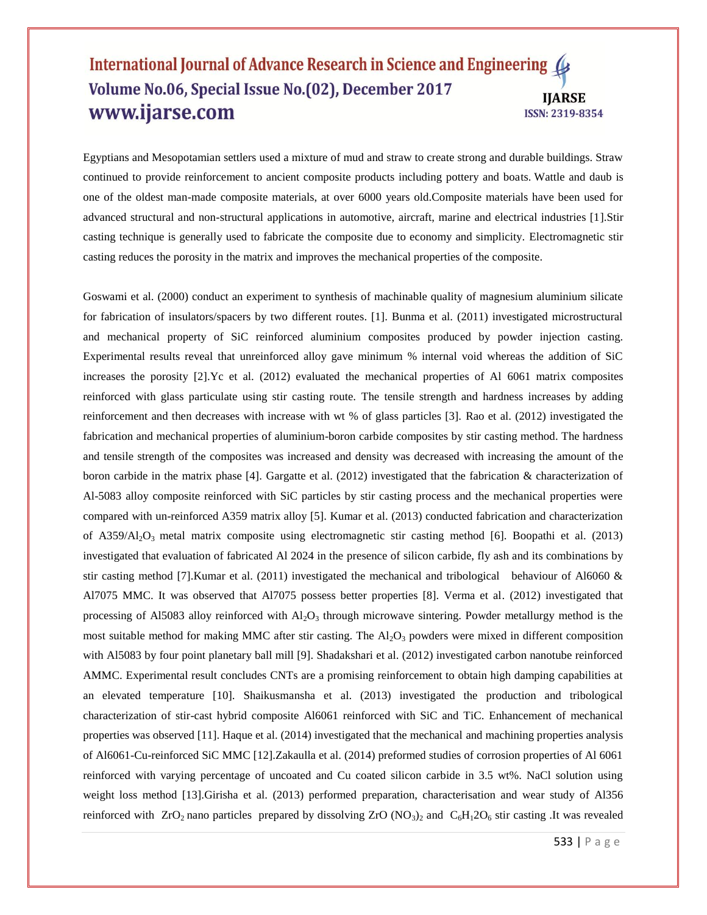Egyptians and Mesopotamian settlers used a mixture of mud and straw to create strong and durable buildings. Straw continued to provide reinforcement to ancient composite products including pottery and boats. Wattle and daub is one of the oldest man-made composite materials, at over 6000 years old.Composite materials have been used for advanced structural and non-structural applications in automotive, aircraft, marine and electrical industries [1].Stir casting technique is generally used to fabricate the composite due to economy and simplicity. Electromagnetic stir casting reduces the porosity in the matrix and improves the mechanical properties of the composite.

Goswami et al. (2000) conduct an experiment to synthesis of machinable quality of magnesium aluminium silicate for fabrication of insulators/spacers by two different routes. [1]. Bunma et al. (2011) investigated microstructural and mechanical property of SiC reinforced aluminium composites produced by powder injection casting. Experimental results reveal that unreinforced alloy gave minimum % internal void whereas the addition of SiC increases the porosity [2].Yc et al. (2012) evaluated the mechanical properties of Al 6061 matrix composites reinforced with glass particulate using stir casting route. The tensile strength and hardness increases by adding reinforcement and then decreases with increase with wt % of glass particles [3]. Rao et al. (2012) investigated the fabrication and mechanical properties of aluminium-boron carbide composites by stir casting method. The hardness and tensile strength of the composites was increased and density was decreased with increasing the amount of the boron carbide in the matrix phase [4]. Gargatte et al. (2012) investigated that the fabrication & characterization of Al-5083 alloy composite reinforced with SiC particles by stir casting process and the mechanical properties were compared with un-reinforced A359 matrix alloy [5]. Kumar et al. (2013) conducted fabrication and characterization of A359/$Al_2O_3$ metal matrix composite using electromagnetic stir casting method [6]. Boopathi et al. (2013) investigated that evaluation of fabricated Al 2024 in the presence of silicon carbide, fly ash and its combinations by stir casting method [7].Kumar et al. (2011) investigated the mechanical and tribological behaviour of Al6060 & Al7075 MMC. It was observed that Al7075 possess better properties [8]. Verma et al. (2012) investigated that processing of Al5083 alloy reinforced with $Al_2O_3$ through microwave sintering. Powder metallurgy method is the most suitable method for making MMC after stir casting. The $Al_2O_3$ powders were mixed in different composition with Al5083 by four point planetary ball mill [9]. Shadakshari et al. (2012) investigated carbon nanotube reinforced AMMC. Experimental result concludes CNTs are a promising reinforcement to obtain high damping capabilities at an elevated temperature [10]. Shaikusmansha et al. (2013) investigated the production and tribological characterization of stir-cast hybrid composite Al6061 reinforced with SiC and TiC. Enhancement of mechanical properties was observed [11]. Haque et al. (2014) investigated that the mechanical and machining properties analysis of Al6061-Cu-reinforced SiC MMC [12].Zakaulla et al. (2014) preformed studies of corrosion properties of Al 6061 reinforced with varying percentage of uncoated and Cu coated silicon carbide in 3.5 wt%. NaCl solution using weight loss method [13].Girisha et al. (2013) performed preparation, characterisation and wear study of Al356 reinforced with $ZrO_2$ nano particles prepared by dissolving ZrO $(NO_3)_2$ and $C_6H_12O_6$ stir casting .It was revealed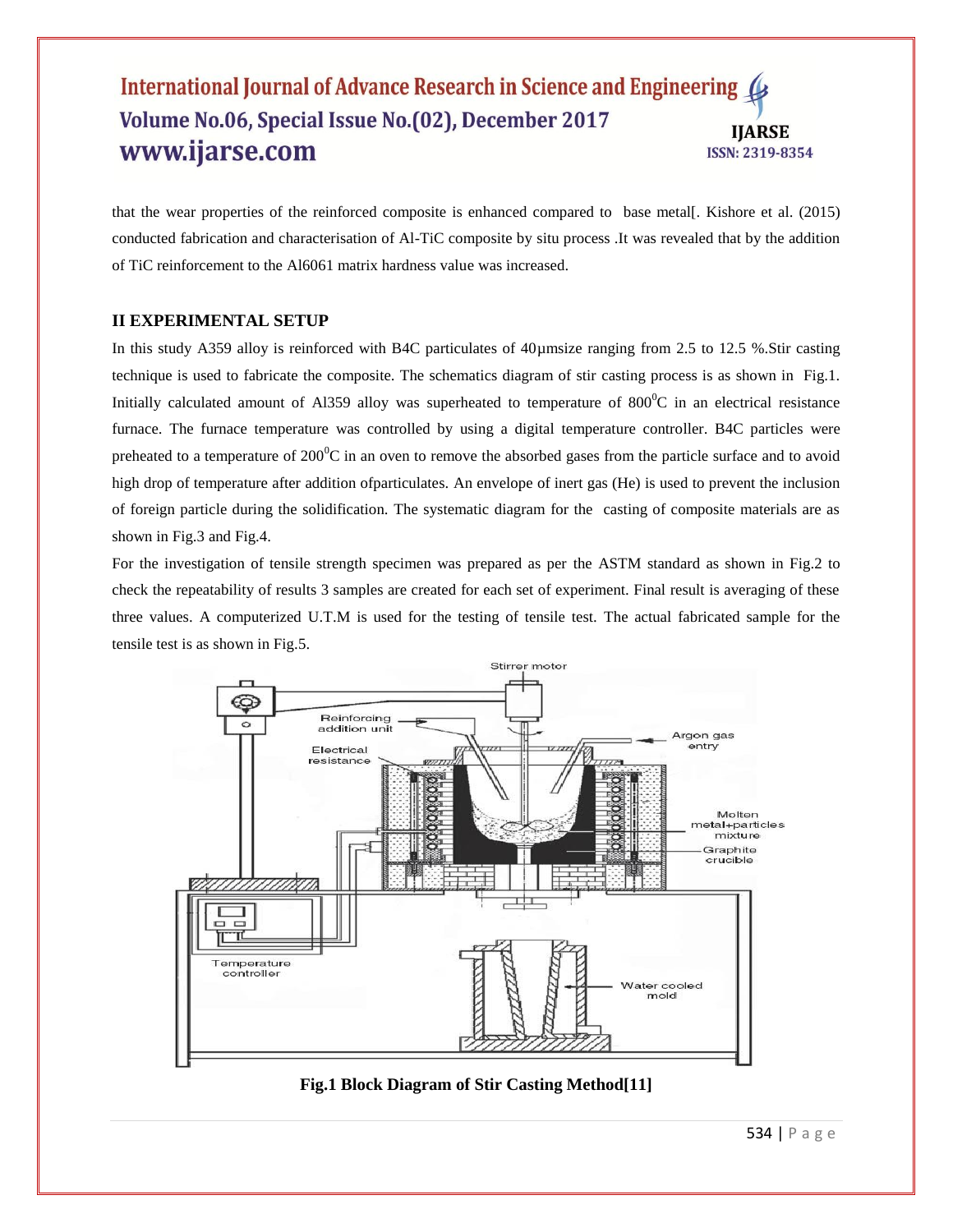that the wear properties of the reinforced composite is enhanced compared to base metal[. Kishore et al. (2015) conducted fabrication and characterisation of Al-TiC composite by situ process .It was revealed that by the addition of TiC reinforcement to the Al6061 matrix hardness value was increased.

## II EXPERIMENTAL SETUP

In this study A359 alloy is reinforced with B4C particulates of 40μmsize ranging from 2.5 to 12.5 %.Stir casting technique is used to fabricate the composite. The schematics diagram of stir casting process is as shown in Fig.1. Initially calculated amount of Al359 alloy was superheated to temperature of $800^0$C in an electrical resistance furnace. The furnace temperature was controlled by using a digital temperature controller. B4C particles were preheated to a temperature of $200^0$C in an oven to remove the absorbed gases from the particle surface and to avoid high drop of temperature after addition ofparticulates. An envelope of inert gas (He) is used to prevent the inclusion of foreign particle during the solidification. The systematic diagram for the casting of composite materials are as shown in Fig.3 and Fig.4.

For the investigation of tensile strength specimen was prepared as per the ASTM standard as shown in Fig.2 to check the repeatability of results 3 samples are created for each set of experiment. Final result is averaging of these three values. A computerized U.T.M is used for the testing of tensile test. The actual fabricated sample for the tensile test is as shown in Fig.5.

Stirrer motor

Reinforcing addition unit

Argon gas entry

Electrical resistance

Molten metal+particles mixture

Graphite crucible

Temperature controller

Water cooled mold

**Fig.1 Block Diagram of Stir Casting Method[11]**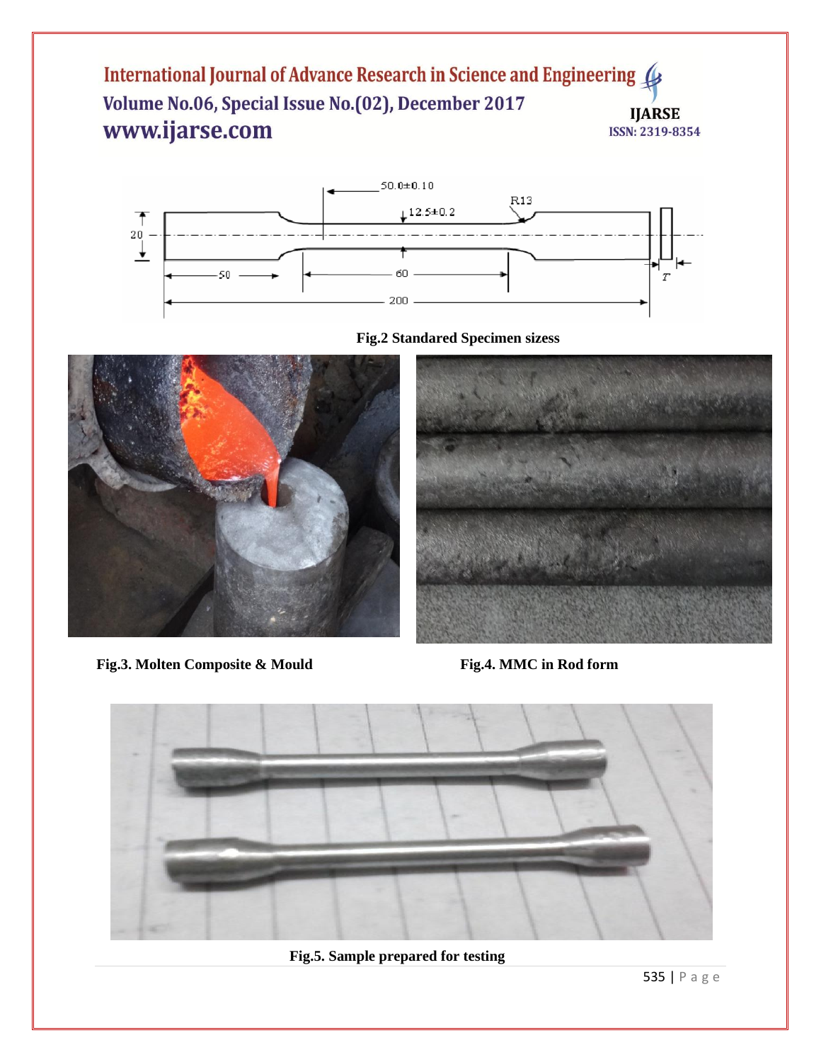Fig.2 Standared Specimen sizess

Fig.3. Molten Composite & Mould

Fig.4. MMC in Rod form

Fig.5. Sample prepared for testing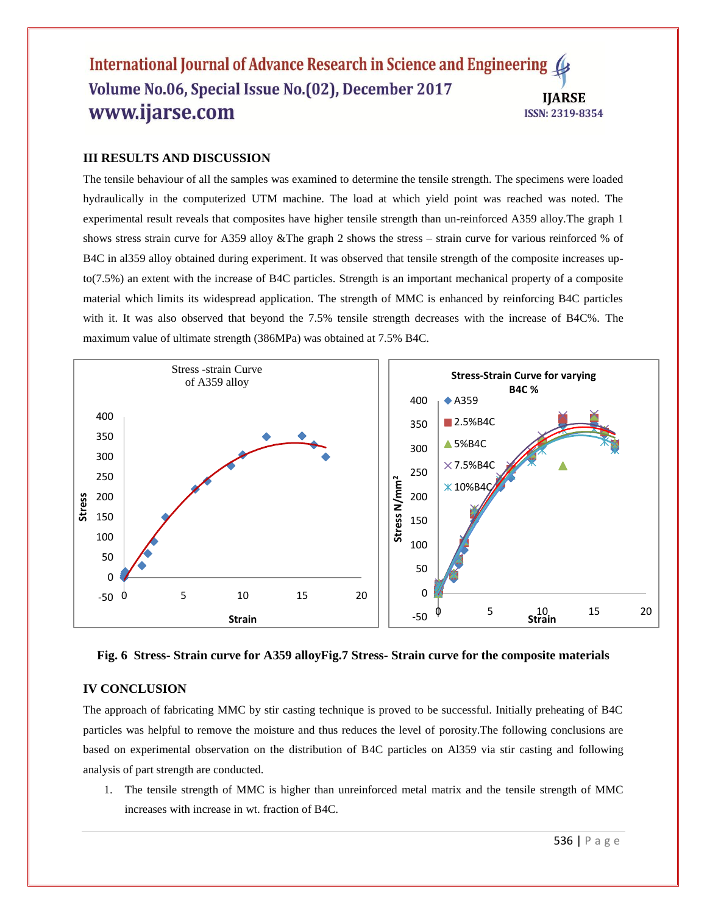## III RESULTS AND DISCUSSION

The tensile behaviour of all the samples was examined to determine the tensile strength. The specimens were loaded hydraulically in the computerized UTM machine. The load at which yield point was reached was noted. The experimental result reveals that composites have higher tensile strength than un-reinforced A359 alloy.The graph 1 shows stress strain curve for A359 alloy &The graph 2 shows the stress – strain curve for various reinforced % of B4C in al359 alloy obtained during experiment. It was observed that tensile strength of the composite increases up-to(7.5%) an extent with the increase of B4C particles. Strength is an important mechanical property of a composite material which limits its widespread application. The strength of MMC is enhanced by reinforcing B4C particles with it. It was also observed that beyond the 7.5% tensile strength decreases with the increase of B4C%. The maximum value of ultimate strength (386MPa) was obtained at 7.5% B4C.

**Fig. 6 Stress- Strain curve for A359 alloyFig.7 Stress- Strain curve for the composite materials**

## IV CONCLUSION

The approach of fabricating MMC by stir casting technique is proved to be successful. Initially preheating of B4C particles was helpful to remove the moisture and thus reduces the level of porosity.The following conclusions are based on experimental observation on the distribution of B4C particles on Al359 via stir casting and following analysis of part strength are conducted.

1. The tensile strength of MMC is higher than unreinforced metal matrix and the tensile strength of MMC increases with increase in wt. fraction of B4C.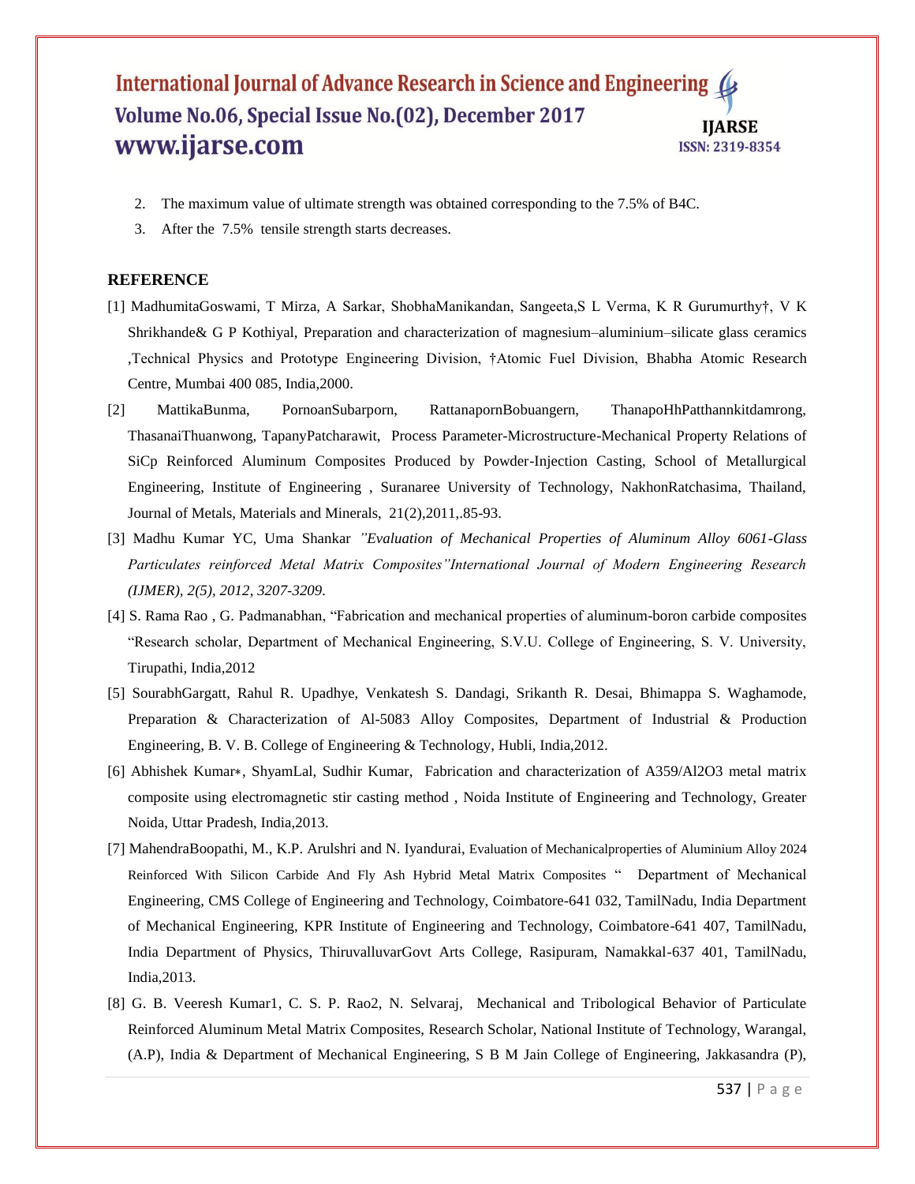2. The maximum value of ultimate strength was obtained corresponding to the 7.5% of B4C.
3. After the 7.5% tensile strength starts decreases.

## REFERENCE

[1] MadhumitaGoswami, T Mirza, A Sarkar, ShobhaManikandan, Sangeeta,S L Verma, K R Gurumurthy†, V K Shrikhande& G P Kothiyal, Preparation and characterization of magnesium–aluminium–silicate glass ceramics ,Technical Physics and Prototype Engineering Division, †Atomic Fuel Division, Bhabha Atomic Research Centre, Mumbai 400 085, India,2000.

[2] MattikaBunma, PornoanSubarporn, RattanapornBobuangern, ThanapoHhPatthannkitdamrong, ThasanaiThuanwong, TapanyPatcharawit, Process Parameter-Microstructure-Mechanical Property Relations of SiCp Reinforced Aluminum Composites Produced by Powder-Injection Casting, School of Metallurgical Engineering, Institute of Engineering , Suranaree University of Technology, NakhonRatchasima, Thailand, Journal of Metals, Materials and Minerals, 21(2),2011,.85-93.

[3] Madhu Kumar YC, Uma Shankar *"Evaluation of Mechanical Properties of Aluminum Alloy 6061-Glass Particulates reinforced Metal Matrix Composites"International Journal of Modern Engineering Research (IJMER), 2(5), 2012, 3207-3209.*

[4] S. Rama Rao , G. Padmanabhan, "Fabrication and mechanical properties of aluminum-boron carbide composites "Research scholar, Department of Mechanical Engineering, S.V.U. College of Engineering, S. V. University, Tirupathi, India,2012

[5] SourabhGargatt, Rahul R. Upadhye, Venkatesh S. Dandagi, Srikanth R. Desai, Bhimappa S. Waghamode, Preparation & Characterization of Al-5083 Alloy Composites, Department of Industrial & Production Engineering, B. V. B. College of Engineering & Technology, Hubli, India,2012.

[6] Abhishek Kumar∗, ShyamLal, Sudhir Kumar, Fabrication and characterization of A359/Al2O3 metal matrix composite using electromagnetic stir casting method , Noida Institute of Engineering and Technology, Greater Noida, Uttar Pradesh, India,2013.

[7] MahendraBoopathi, M., K.P. Arulshri and N. Iyandurai, Evaluation of Mechanicalproperties of Aluminium Alloy 2024 Reinforced With Silicon Carbide And Fly Ash Hybrid Metal Matrix Composites " Department of Mechanical Engineering, CMS College of Engineering and Technology, Coimbatore-641 032, TamilNadu, India Department of Mechanical Engineering, KPR Institute of Engineering and Technology, Coimbatore-641 407, TamilNadu, India Department of Physics, ThiruvalluvarGovt Arts College, Rasipuram, Namakkal-637 401, TamilNadu, India,2013.

[8] G. B. Veeresh Kumar1, C. S. P. Rao2, N. Selvaraj, Mechanical and Tribological Behavior of Particulate Reinforced Aluminum Metal Matrix Composites, Research Scholar, National Institute of Technology, Warangal, (A.P), India & Department of Mechanical Engineering, S B M Jain College of Engineering, Jakkasandra (P),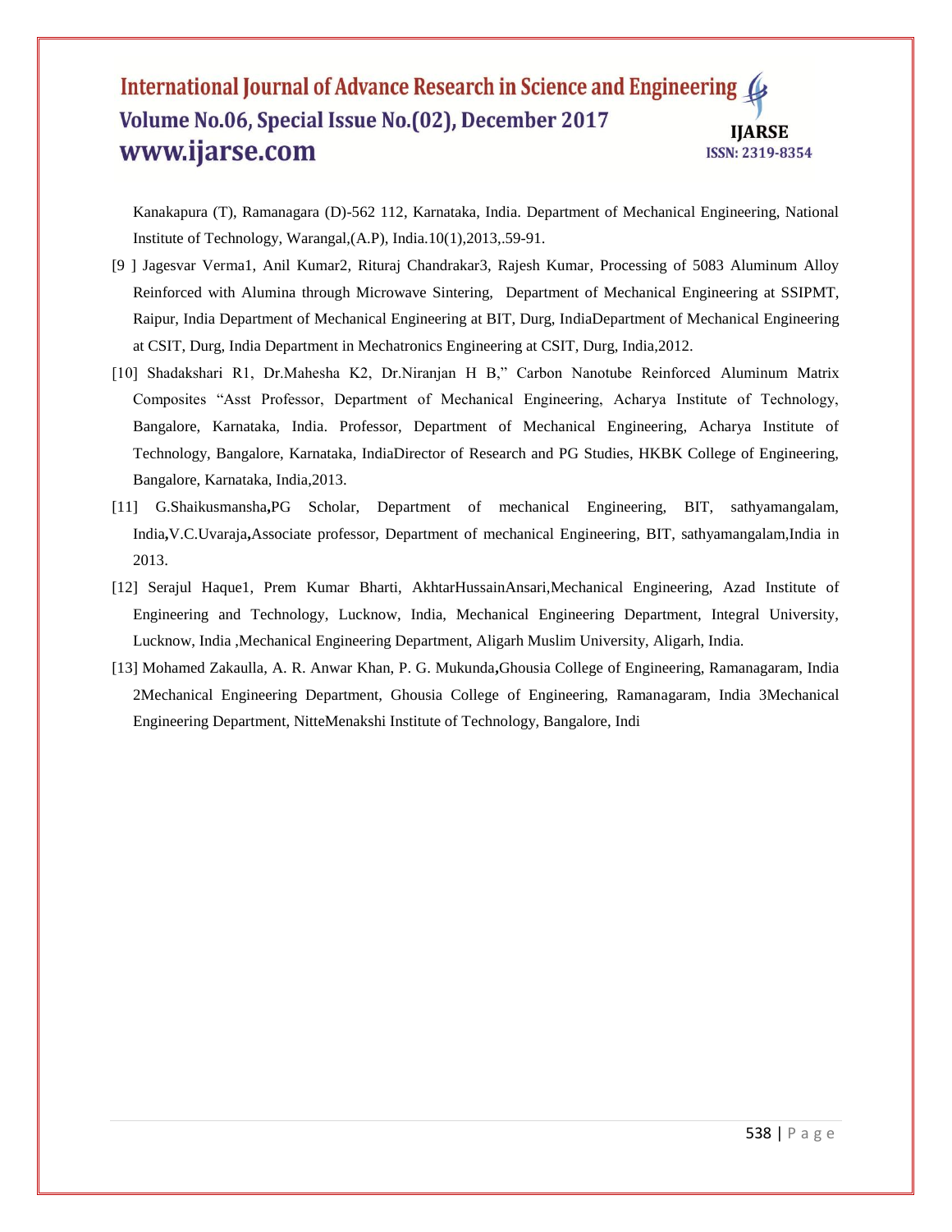Kanakapura (T), Ramanagara (D)-562 112, Karnataka, India. Department of Mechanical Engineering, National Institute of Technology, Warangal,(A.P), India.10(1),2013,.59-91.

[9 ] Jagesvar Verma1, Anil Kumar2, Rituraj Chandrakar3, Rajesh Kumar, Processing of 5083 Aluminum Alloy Reinforced with Alumina through Microwave Sintering, Department of Mechanical Engineering at SSIPMT, Raipur, India Department of Mechanical Engineering at BIT, Durg, IndiaDepartment of Mechanical Engineering at CSIT, Durg, India Department in Mechatronics Engineering at CSIT, Durg, India,2012.

[10] Shadakshari R1, Dr.Mahesha K2, Dr.Niranjan H B," Carbon Nanotube Reinforced Aluminum Matrix Composites "Asst Professor, Department of Mechanical Engineering, Acharya Institute of Technology, Bangalore, Karnataka, India. Professor, Department of Mechanical Engineering, Acharya Institute of Technology, Bangalore, Karnataka, IndiaDirector of Research and PG Studies, HKBK College of Engineering, Bangalore, Karnataka, India,2013.

[11] G.Shaikusmansha**,**PG Scholar, Department of mechanical Engineering, BIT, sathyamangalam, India**,**V.C.Uvaraja**,**Associate professor, Department of mechanical Engineering, BIT, sathyamangalam,India in 2013.

[12] Serajul Haque1, Prem Kumar Bharti, AkhtarHussainAnsari,Mechanical Engineering, Azad Institute of Engineering and Technology, Lucknow, India, Mechanical Engineering Department, Integral University, Lucknow, India ,Mechanical Engineering Department, Aligarh Muslim University, Aligarh, India.

[13] Mohamed Zakaulla, A. R. Anwar Khan, P. G. Mukunda**,**Ghousia College of Engineering, Ramanagaram, India 2Mechanical Engineering Department, Ghousia College of Engineering, Ramanagaram, India 3Mechanical Engineering Department, NitteMenakshi Institute of Technology, Bangalore, Indi